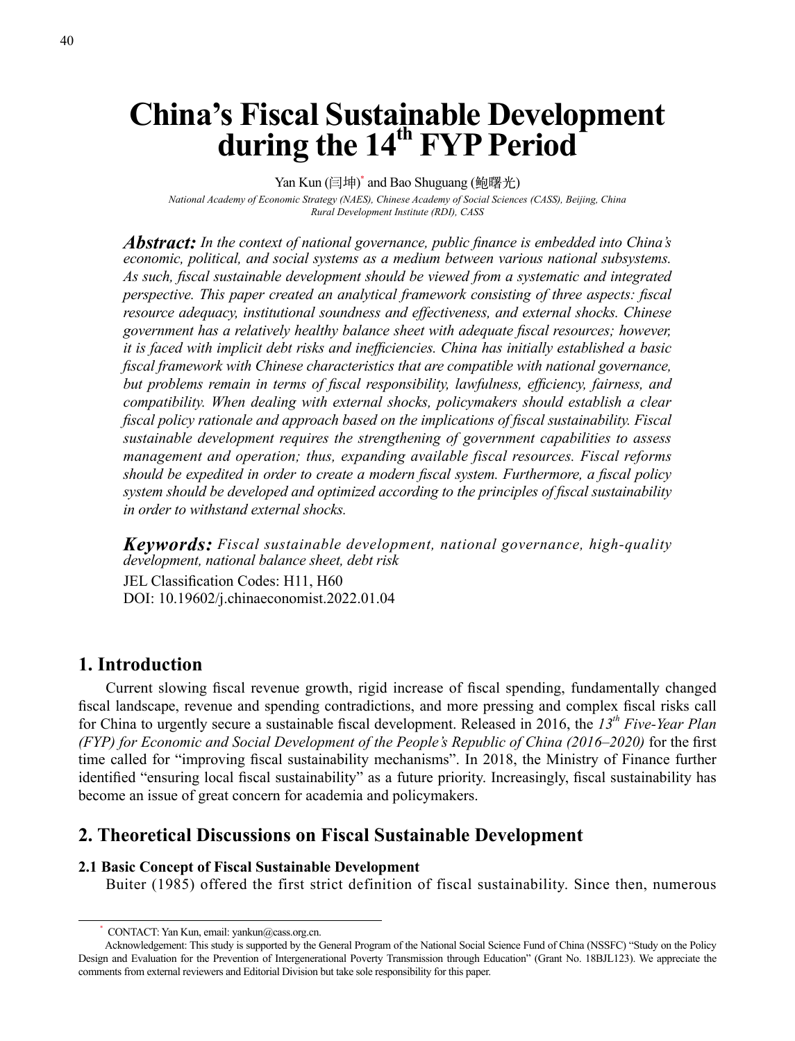# China's Fiscal Sustainable Development during the 14th FYP Period

Yan Kun (闫坤)* and Bao Shuguang (鲍曙光)

*National Academy of Economic Strategy (NAES), Chinese Academy of Social Sciences (CASS), Beijing, China*
*Rural Development Institute (RDI), CASS*

***Abstract:*** *In the context of national governance, public finance is embedded into China's economic, political, and social systems as a medium between various national subsystems. As such, fiscal sustainable development should be viewed from a systematic and integrated perspective. This paper created an analytical framework consisting of three aspects: fiscal resource adequacy, institutional soundness and effectiveness, and external shocks. Chinese government has a relatively healthy balance sheet with adequate fiscal resources; however, it is faced with implicit debt risks and inefficiencies. China has initially established a basic fiscal framework with Chinese characteristics that are compatible with national governance, but problems remain in terms of fiscal responsibility, lawfulness, efficiency, fairness, and compatibility. When dealing with external shocks, policymakers should establish a clear fiscal policy rationale and approach based on the implications of fiscal sustainability. Fiscal sustainable development requires the strengthening of government capabilities to assess management and operation; thus, expanding available fiscal resources. Fiscal reforms should be expedited in order to create a modern fiscal system. Furthermore, a fiscal policy system should be developed and optimized according to the principles of fiscal sustainability in order to withstand external shocks.*

***Keywords:*** *Fiscal sustainable development, national governance, high-quality development, national balance sheet, debt risk*

JEL Classification Codes: H11, H60

DOI: 10.19602/j.chinaeconomist.2022.01.04

## 1. Introduction

Current slowing fiscal revenue growth, rigid increase of fiscal spending, fundamentally changed fiscal landscape, revenue and spending contradictions, and more pressing and complex fiscal risks call for China to urgently secure a sustainable fiscal development. Released in 2016, the *13th Five-Year Plan (FYP) for Economic and Social Development of the People's Republic of China (2016–2020)* for the first time called for "improving fiscal sustainability mechanisms". In 2018, the Ministry of Finance further identified "ensuring local fiscal sustainability" as a future priority. Increasingly, fiscal sustainability has become an issue of great concern for academia and policymakers.

## 2. Theoretical Discussions on Fiscal Sustainable Development

### 2.1 Basic Concept of Fiscal Sustainable Development

Buiter (1985) offered the first strict definition of fiscal sustainability. Since then, numerous

---

* CONTACT: Yan Kun, email: yankun@cass.org.cn.

Acknowledgement: This study is supported by the General Program of the National Social Science Fund of China (NSSFC) "Study on the Policy Design and Evaluation for the Prevention of Intergenerational Poverty Transmission through Education" (Grant No. 18BJL123). We appreciate the comments from external reviewers and Editorial Division but take sole responsibility for this paper.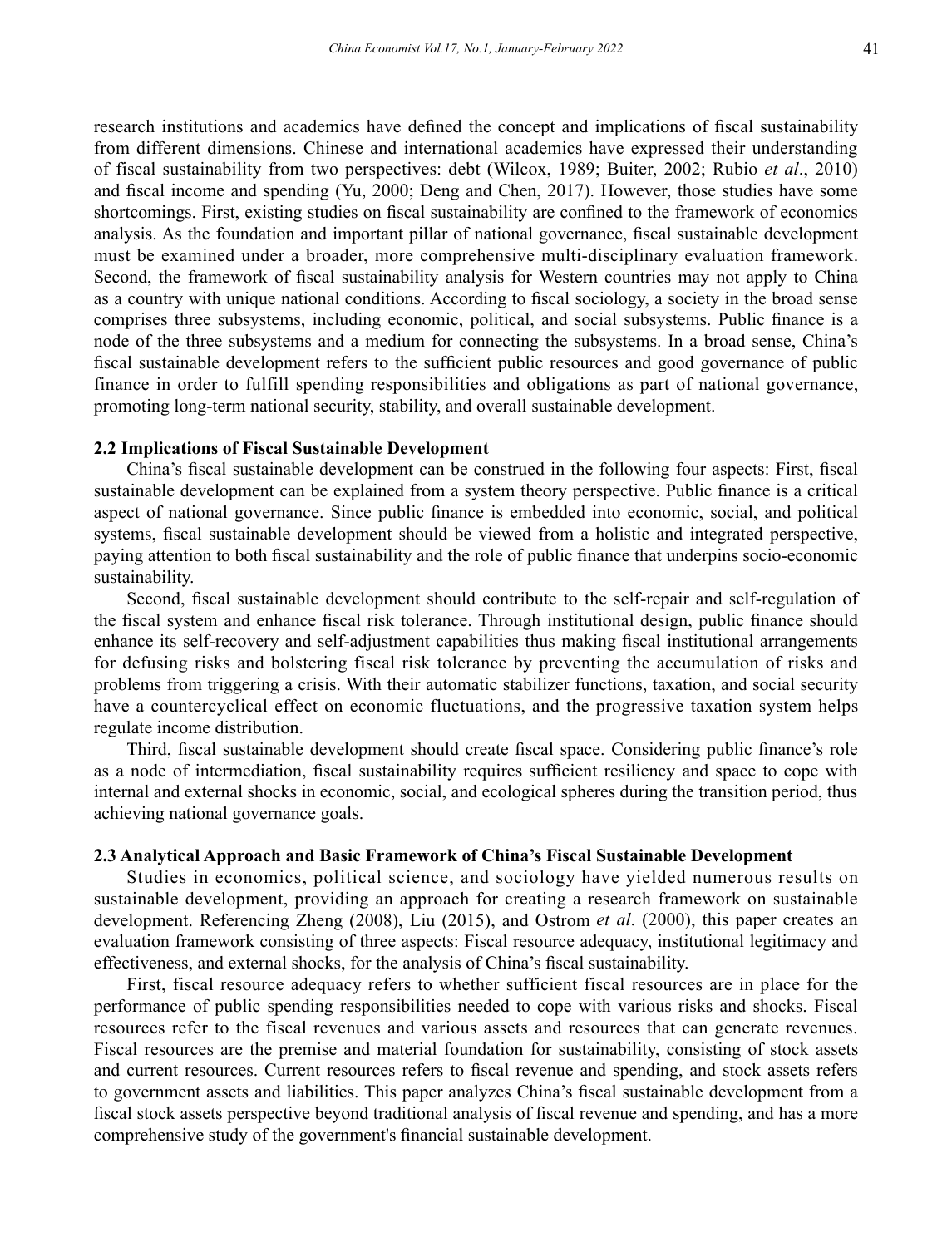research institutions and academics have defined the concept and implications of fiscal sustainability from different dimensions. Chinese and international academics have expressed their understanding of fiscal sustainability from two perspectives: debt (Wilcox, 1989; Buiter, 2002; Rubio *et al*., 2010) and fiscal income and spending (Yu, 2000; Deng and Chen, 2017). However, those studies have some shortcomings. First, existing studies on fiscal sustainability are confined to the framework of economics analysis. As the foundation and important pillar of national governance, fiscal sustainable development must be examined under a broader, more comprehensive multi-disciplinary evaluation framework. Second, the framework of fiscal sustainability analysis for Western countries may not apply to China as a country with unique national conditions. According to fiscal sociology, a society in the broad sense comprises three subsystems, including economic, political, and social subsystems. Public finance is a node of the three subsystems and a medium for connecting the subsystems. In a broad sense, China's fiscal sustainable development refers to the sufficient public resources and good governance of public finance in order to fulfill spending responsibilities and obligations as part of national governance, promoting long-term national security, stability, and overall sustainable development.

### 2.2 Implications of Fiscal Sustainable Development

China's fiscal sustainable development can be construed in the following four aspects: First, fiscal sustainable development can be explained from a system theory perspective. Public finance is a critical aspect of national governance. Since public finance is embedded into economic, social, and political systems, fiscal sustainable development should be viewed from a holistic and integrated perspective, paying attention to both fiscal sustainability and the role of public finance that underpins socio-economic sustainability.

Second, fiscal sustainable development should contribute to the self-repair and self-regulation of the fiscal system and enhance fiscal risk tolerance. Through institutional design, public finance should enhance its self-recovery and self-adjustment capabilities thus making fiscal institutional arrangements for defusing risks and bolstering fiscal risk tolerance by preventing the accumulation of risks and problems from triggering a crisis. With their automatic stabilizer functions, taxation, and social security have a countercyclical effect on economic fluctuations, and the progressive taxation system helps regulate income distribution.

Third, fiscal sustainable development should create fiscal space. Considering public finance's role as a node of intermediation, fiscal sustainability requires sufficient resiliency and space to cope with internal and external shocks in economic, social, and ecological spheres during the transition period, thus achieving national governance goals.

### 2.3 Analytical Approach and Basic Framework of China's Fiscal Sustainable Development

Studies in economics, political science, and sociology have yielded numerous results on sustainable development, providing an approach for creating a research framework on sustainable development. Referencing Zheng (2008), Liu (2015), and Ostrom *et al*. (2000), this paper creates an evaluation framework consisting of three aspects: Fiscal resource adequacy, institutional legitimacy and effectiveness, and external shocks, for the analysis of China's fiscal sustainability.

First, fiscal resource adequacy refers to whether sufficient fiscal resources are in place for the performance of public spending responsibilities needed to cope with various risks and shocks. Fiscal resources refer to the fiscal revenues and various assets and resources that can generate revenues. Fiscal resources are the premise and material foundation for sustainability, consisting of stock assets and current resources. Current resources refers to fiscal revenue and spending, and stock assets refers to government assets and liabilities. This paper analyzes China's fiscal sustainable development from a fiscal stock assets perspective beyond traditional analysis of fiscal revenue and spending, and has a more comprehensive study of the government's financial sustainable development.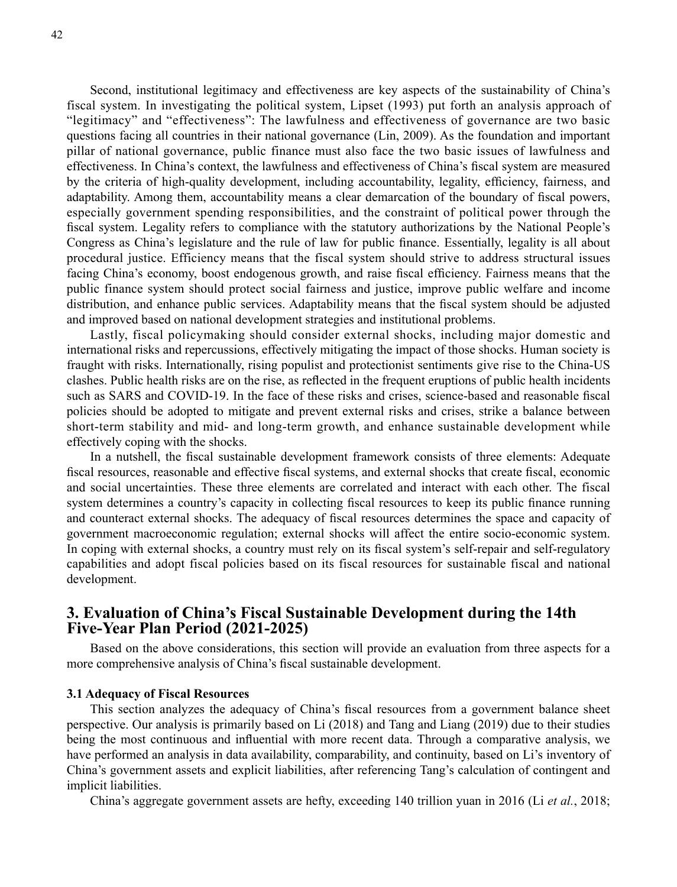Second, institutional legitimacy and effectiveness are key aspects of the sustainability of China's fiscal system. In investigating the political system, Lipset (1993) put forth an analysis approach of "legitimacy" and "effectiveness": The lawfulness and effectiveness of governance are two basic questions facing all countries in their national governance (Lin, 2009). As the foundation and important pillar of national governance, public finance must also face the two basic issues of lawfulness and effectiveness. In China's context, the lawfulness and effectiveness of China's fiscal system are measured by the criteria of high-quality development, including accountability, legality, efficiency, fairness, and adaptability. Among them, accountability means a clear demarcation of the boundary of fiscal powers, especially government spending responsibilities, and the constraint of political power through the fiscal system. Legality refers to compliance with the statutory authorizations by the National People's Congress as China's legislature and the rule of law for public finance. Essentially, legality is all about procedural justice. Efficiency means that the fiscal system should strive to address structural issues facing China's economy, boost endogenous growth, and raise fiscal efficiency. Fairness means that the public finance system should protect social fairness and justice, improve public welfare and income distribution, and enhance public services. Adaptability means that the fiscal system should be adjusted and improved based on national development strategies and institutional problems.

Lastly, fiscal policymaking should consider external shocks, including major domestic and international risks and repercussions, effectively mitigating the impact of those shocks. Human society is fraught with risks. Internationally, rising populist and protectionist sentiments give rise to the China-US clashes. Public health risks are on the rise, as reflected in the frequent eruptions of public health incidents such as SARS and COVID-19. In the face of these risks and crises, science-based and reasonable fiscal policies should be adopted to mitigate and prevent external risks and crises, strike a balance between short-term stability and mid- and long-term growth, and enhance sustainable development while effectively coping with the shocks.

In a nutshell, the fiscal sustainable development framework consists of three elements: Adequate fiscal resources, reasonable and effective fiscal systems, and external shocks that create fiscal, economic and social uncertainties. These three elements are correlated and interact with each other. The fiscal system determines a country's capacity in collecting fiscal resources to keep its public finance running and counteract external shocks. The adequacy of fiscal resources determines the space and capacity of government macroeconomic regulation; external shocks will affect the entire socio-economic system. In coping with external shocks, a country must rely on its fiscal system's self-repair and self-regulatory capabilities and adopt fiscal policies based on its fiscal resources for sustainable fiscal and national development.

## 3. Evaluation of China's Fiscal Sustainable Development during the 14th Five-Year Plan Period (2021-2025)

Based on the above considerations, this section will provide an evaluation from three aspects for a more comprehensive analysis of China's fiscal sustainable development.

### 3.1 Adequacy of Fiscal Resources

This section analyzes the adequacy of China's fiscal resources from a government balance sheet perspective. Our analysis is primarily based on Li (2018) and Tang and Liang (2019) due to their studies being the most continuous and influential with more recent data. Through a comparative analysis, we have performed an analysis in data availability, comparability, and continuity, based on Li's inventory of China's government assets and explicit liabilities, after referencing Tang's calculation of contingent and implicit liabilities.

China's aggregate government assets are hefty, exceeding 140 trillion yuan in 2016 (Li *et al.*, 2018;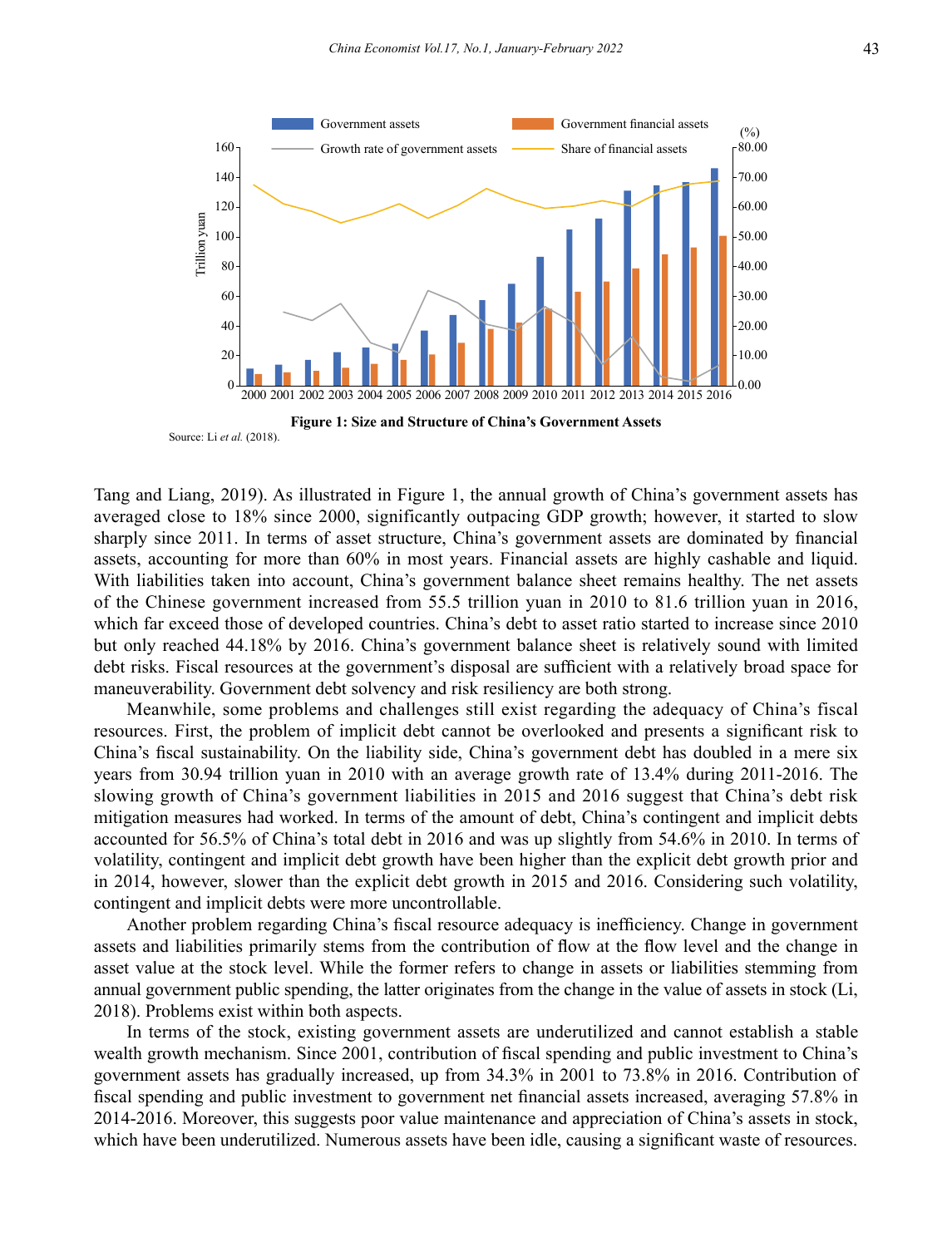**Figure 1: Size and Structure of China's Government Assets**

Source: Li *et al.* (2018).

Tang and Liang, 2019). As illustrated in Figure 1, the annual growth of China's government assets has averaged close to 18% since 2000, significantly outpacing GDP growth; however, it started to slow sharply since 2011. In terms of asset structure, China's government assets are dominated by financial assets, accounting for more than 60% in most years. Financial assets are highly cashable and liquid. With liabilities taken into account, China's government balance sheet remains healthy. The net assets of the Chinese government increased from 55.5 trillion yuan in 2010 to 81.6 trillion yuan in 2016, which far exceed those of developed countries. China's debt to asset ratio started to increase since 2010 but only reached 44.18% by 2016. China's government balance sheet is relatively sound with limited debt risks. Fiscal resources at the government's disposal are sufficient with a relatively broad space for maneuverability. Government debt solvency and risk resiliency are both strong.

Meanwhile, some problems and challenges still exist regarding the adequacy of China's fiscal resources. First, the problem of implicit debt cannot be overlooked and presents a significant risk to China's fiscal sustainability. On the liability side, China's government debt has doubled in a mere six years from 30.94 trillion yuan in 2010 with an average growth rate of 13.4% during 2011-2016. The slowing growth of China's government liabilities in 2015 and 2016 suggest that China's debt risk mitigation measures had worked. In terms of the amount of debt, China's contingent and implicit debts accounted for 56.5% of China's total debt in 2016 and was up slightly from 54.6% in 2010. In terms of volatility, contingent and implicit debt growth have been higher than the explicit debt growth prior and in 2014, however, slower than the explicit debt growth in 2015 and 2016. Considering such volatility, contingent and implicit debts were more uncontrollable.

Another problem regarding China's fiscal resource adequacy is inefficiency. Change in government assets and liabilities primarily stems from the contribution of flow at the flow level and the change in asset value at the stock level. While the former refers to change in assets or liabilities stemming from annual government public spending, the latter originates from the change in the value of assets in stock (Li, 2018). Problems exist within both aspects.

In terms of the stock, existing government assets are underutilized and cannot establish a stable wealth growth mechanism. Since 2001, contribution of fiscal spending and public investment to China's government assets has gradually increased, up from 34.3% in 2001 to 73.8% in 2016. Contribution of fiscal spending and public investment to government net financial assets increased, averaging 57.8% in 2014-2016. Moreover, this suggests poor value maintenance and appreciation of China's assets in stock, which have been underutilized. Numerous assets have been idle, causing a significant waste of resources.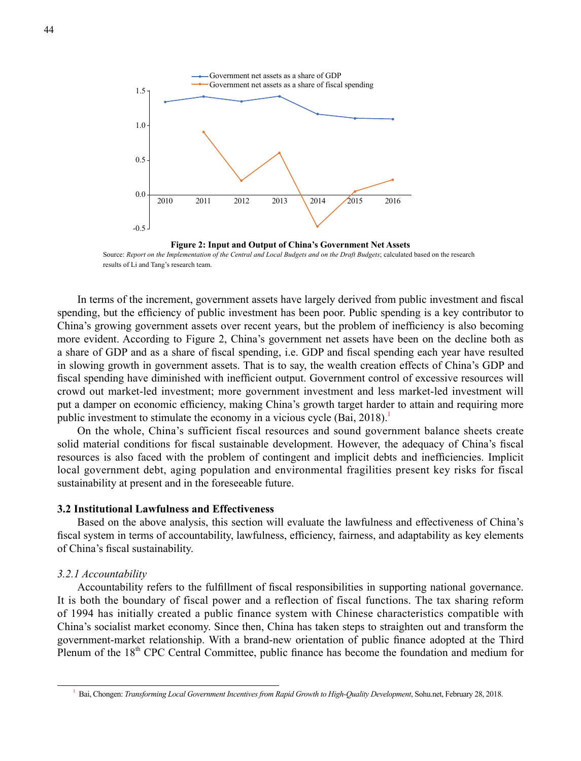**Figure 2: Input and Output of China's Government Net Assets**

Source: *Report on the Implementation of the Central and Local Budgets and on the Draft Budgets*; calculated based on the research results of Li and Tang's research team.

In terms of the increment, government assets have largely derived from public investment and fiscal spending, but the efficiency of public investment has been poor. Public spending is a key contributor to China's growing government assets over recent years, but the problem of inefficiency is also becoming more evident. According to Figure 2, China's government net assets have been on the decline both as a share of GDP and as a share of fiscal spending, i.e. GDP and fiscal spending each year have resulted in slowing growth in government assets. That is to say, the wealth creation effects of China's GDP and fiscal spending have diminished with inefficient output. Government control of excessive resources will crowd out market-led investment; more government investment and less market-led investment will put a damper on economic efficiency, making China's growth target harder to attain and requiring more public investment to stimulate the economy in a vicious cycle (Bai, 2018).[1]

On the whole, China's sufficient fiscal resources and sound government balance sheets create solid material conditions for fiscal sustainable development. However, the adequacy of China's fiscal resources is also faced with the problem of contingent and implicit debts and inefficiencies. Implicit local government debt, aging population and environmental fragilities present key risks for fiscal sustainability at present and in the foreseeable future.

### 3.2 Institutional Lawfulness and Effectiveness

Based on the above analysis, this section will evaluate the lawfulness and effectiveness of China's fiscal system in terms of accountability, lawfulness, efficiency, fairness, and adaptability as key elements of China's fiscal sustainability.

#### *3.2.1 Accountability*

Accountability refers to the fulfillment of fiscal responsibilities in supporting national governance. It is both the boundary of fiscal power and a reflection of fiscal functions. The tax sharing reform of 1994 has initially created a public finance system with Chinese characteristics compatible with China's socialist market economy. Since then, China has taken steps to straighten out and transform the government-market relationship. With a brand-new orientation of public finance adopted at the Third Plenum of the 18th CPC Central Committee, public finance has become the foundation and medium for

[1] Bai, Chongen: *Transforming Local Government Incentives from Rapid Growth to High-Quality Development*, Sohu.net, February 28, 2018.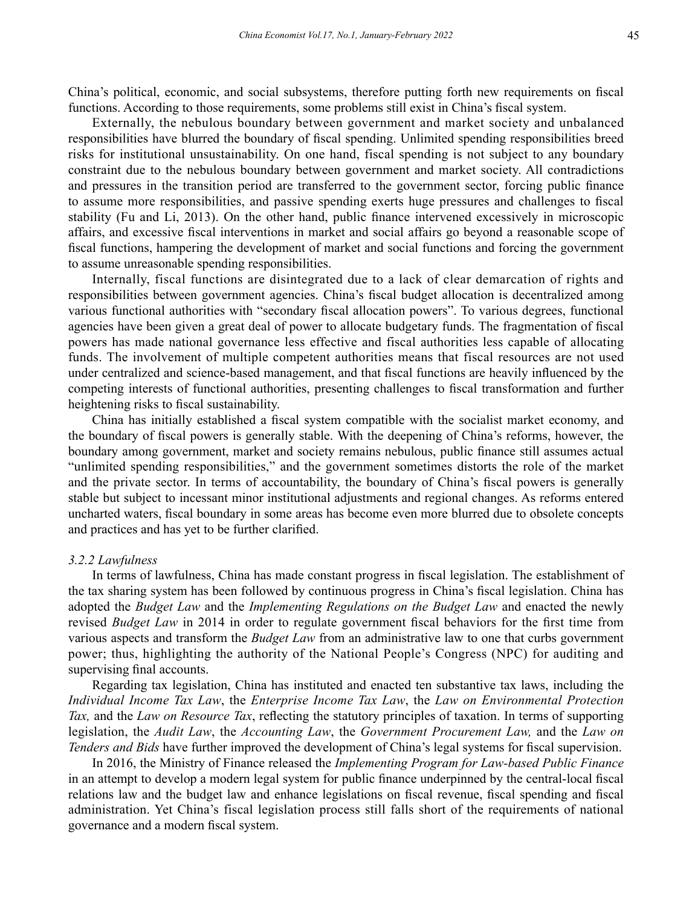China's political, economic, and social subsystems, therefore putting forth new requirements on fiscal functions. According to those requirements, some problems still exist in China's fiscal system.

Externally, the nebulous boundary between government and market society and unbalanced responsibilities have blurred the boundary of fiscal spending. Unlimited spending responsibilities breed risks for institutional unsustainability. On one hand, fiscal spending is not subject to any boundary constraint due to the nebulous boundary between government and market society. All contradictions and pressures in the transition period are transferred to the government sector, forcing public finance to assume more responsibilities, and passive spending exerts huge pressures and challenges to fiscal stability (Fu and Li, 2013). On the other hand, public finance intervened excessively in microscopic affairs, and excessive fiscal interventions in market and social affairs go beyond a reasonable scope of fiscal functions, hampering the development of market and social functions and forcing the government to assume unreasonable spending responsibilities.

Internally, fiscal functions are disintegrated due to a lack of clear demarcation of rights and responsibilities between government agencies. China's fiscal budget allocation is decentralized among various functional authorities with "secondary fiscal allocation powers". To various degrees, functional agencies have been given a great deal of power to allocate budgetary funds. The fragmentation of fiscal powers has made national governance less effective and fiscal authorities less capable of allocating funds. The involvement of multiple competent authorities means that fiscal resources are not used under centralized and science-based management, and that fiscal functions are heavily influenced by the competing interests of functional authorities, presenting challenges to fiscal transformation and further heightening risks to fiscal sustainability.

China has initially established a fiscal system compatible with the socialist market economy, and the boundary of fiscal powers is generally stable. With the deepening of China's reforms, however, the boundary among government, market and society remains nebulous, public finance still assumes actual "unlimited spending responsibilities," and the government sometimes distorts the role of the market and the private sector. In terms of accountability, the boundary of China's fiscal powers is generally stable but subject to incessant minor institutional adjustments and regional changes. As reforms entered uncharted waters, fiscal boundary in some areas has become even more blurred due to obsolete concepts and practices and has yet to be further clarified.

#### *3.2.2 Lawfulness*

In terms of lawfulness, China has made constant progress in fiscal legislation. The establishment of the tax sharing system has been followed by continuous progress in China's fiscal legislation. China has adopted the *Budget Law* and the *Implementing Regulations on the Budget Law* and enacted the newly revised *Budget Law* in 2014 in order to regulate government fiscal behaviors for the first time from various aspects and transform the *Budget Law* from an administrative law to one that curbs government power; thus, highlighting the authority of the National People's Congress (NPC) for auditing and supervising final accounts.

Regarding tax legislation, China has instituted and enacted ten substantive tax laws, including the *Individual Income Tax Law*, the *Enterprise Income Tax Law*, the *Law on Environmental Protection Tax,* and the *Law on Resource Tax*, reflecting the statutory principles of taxation. In terms of supporting legislation, the *Audit Law*, the *Accounting Law*, the *Government Procurement Law,* and the *Law on Tenders and Bids* have further improved the development of China's legal systems for fiscal supervision.

In 2016, the Ministry of Finance released the *Implementing Program for Law-based Public Finance* in an attempt to develop a modern legal system for public finance underpinned by the central-local fiscal relations law and the budget law and enhance legislations on fiscal revenue, fiscal spending and fiscal administration. Yet China's fiscal legislation process still falls short of the requirements of national governance and a modern fiscal system.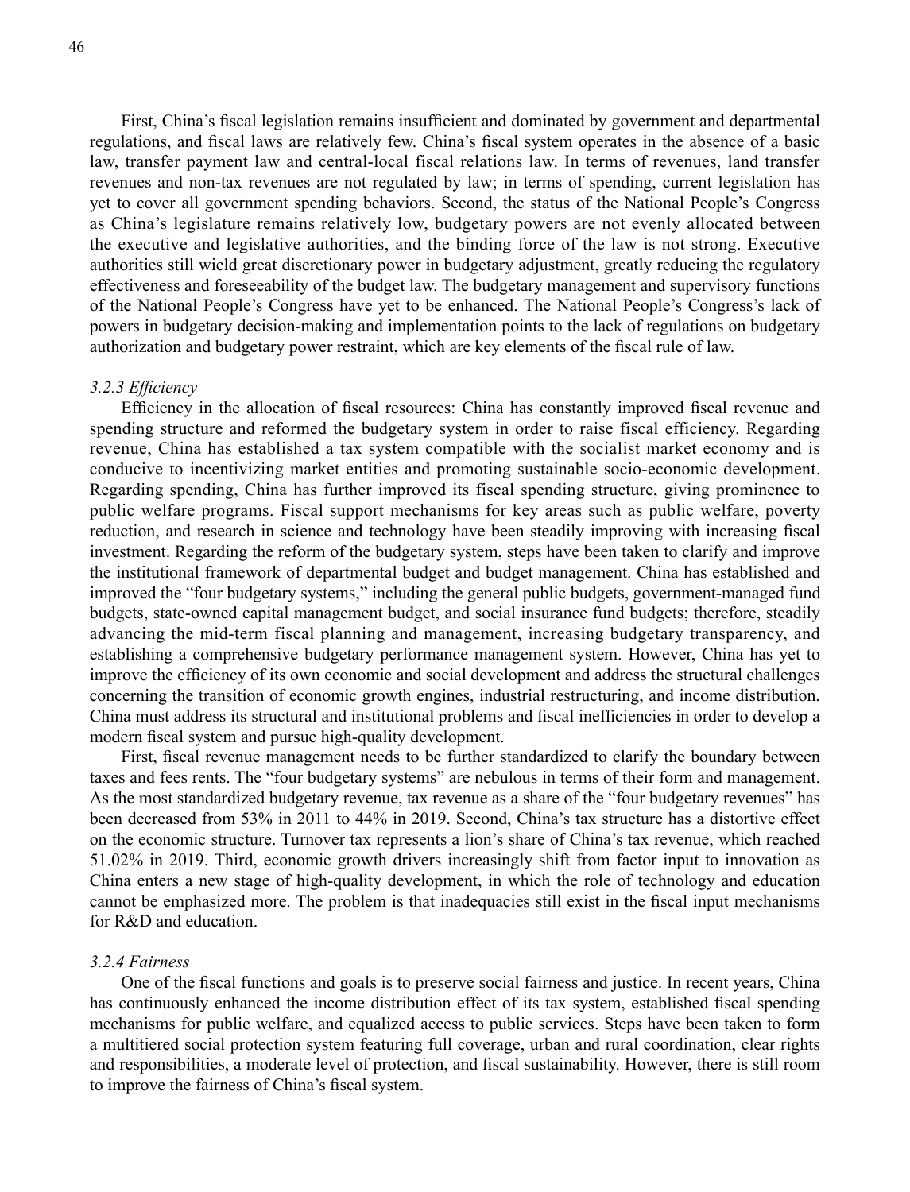First, China's fiscal legislation remains insufficient and dominated by government and departmental regulations, and fiscal laws are relatively few. China's fiscal system operates in the absence of a basic law, transfer payment law and central-local fiscal relations law. In terms of revenues, land transfer revenues and non-tax revenues are not regulated by law; in terms of spending, current legislation has yet to cover all government spending behaviors. Second, the status of the National People's Congress as China's legislature remains relatively low, budgetary powers are not evenly allocated between the executive and legislative authorities, and the binding force of the law is not strong. Executive authorities still wield great discretionary power in budgetary adjustment, greatly reducing the regulatory effectiveness and foreseeability of the budget law. The budgetary management and supervisory functions of the National People's Congress have yet to be enhanced. The National People's Congress's lack of powers in budgetary decision-making and implementation points to the lack of regulations on budgetary authorization and budgetary power restraint, which are key elements of the fiscal rule of law.

### *3.2.3 Efficiency*

Efficiency in the allocation of fiscal resources: China has constantly improved fiscal revenue and spending structure and reformed the budgetary system in order to raise fiscal efficiency. Regarding revenue, China has established a tax system compatible with the socialist market economy and is conducive to incentivizing market entities and promoting sustainable socio-economic development. Regarding spending, China has further improved its fiscal spending structure, giving prominence to public welfare programs. Fiscal support mechanisms for key areas such as public welfare, poverty reduction, and research in science and technology have been steadily improving with increasing fiscal investment. Regarding the reform of the budgetary system, steps have been taken to clarify and improve the institutional framework of departmental budget and budget management. China has established and improved the "four budgetary systems," including the general public budgets, government-managed fund budgets, state-owned capital management budget, and social insurance fund budgets; therefore, steadily advancing the mid-term fiscal planning and management, increasing budgetary transparency, and establishing a comprehensive budgetary performance management system. However, China has yet to improve the efficiency of its own economic and social development and address the structural challenges concerning the transition of economic growth engines, industrial restructuring, and income distribution. China must address its structural and institutional problems and fiscal inefficiencies in order to develop a modern fiscal system and pursue high-quality development.

First, fiscal revenue management needs to be further standardized to clarify the boundary between taxes and fees rents. The "four budgetary systems" are nebulous in terms of their form and management. As the most standardized budgetary revenue, tax revenue as a share of the "four budgetary revenues" has been decreased from 53% in 2011 to 44% in 2019. Second, China's tax structure has a distortive effect on the economic structure. Turnover tax represents a lion's share of China's tax revenue, which reached 51.02% in 2019. Third, economic growth drivers increasingly shift from factor input to innovation as China enters a new stage of high-quality development, in which the role of technology and education cannot be emphasized more. The problem is that inadequacies still exist in the fiscal input mechanisms for R&D and education.

### *3.2.4 Fairness*

One of the fiscal functions and goals is to preserve social fairness and justice. In recent years, China has continuously enhanced the income distribution effect of its tax system, established fiscal spending mechanisms for public welfare, and equalized access to public services. Steps have been taken to form a multitiered social protection system featuring full coverage, urban and rural coordination, clear rights and responsibilities, a moderate level of protection, and fiscal sustainability. However, there is still room to improve the fairness of China's fiscal system.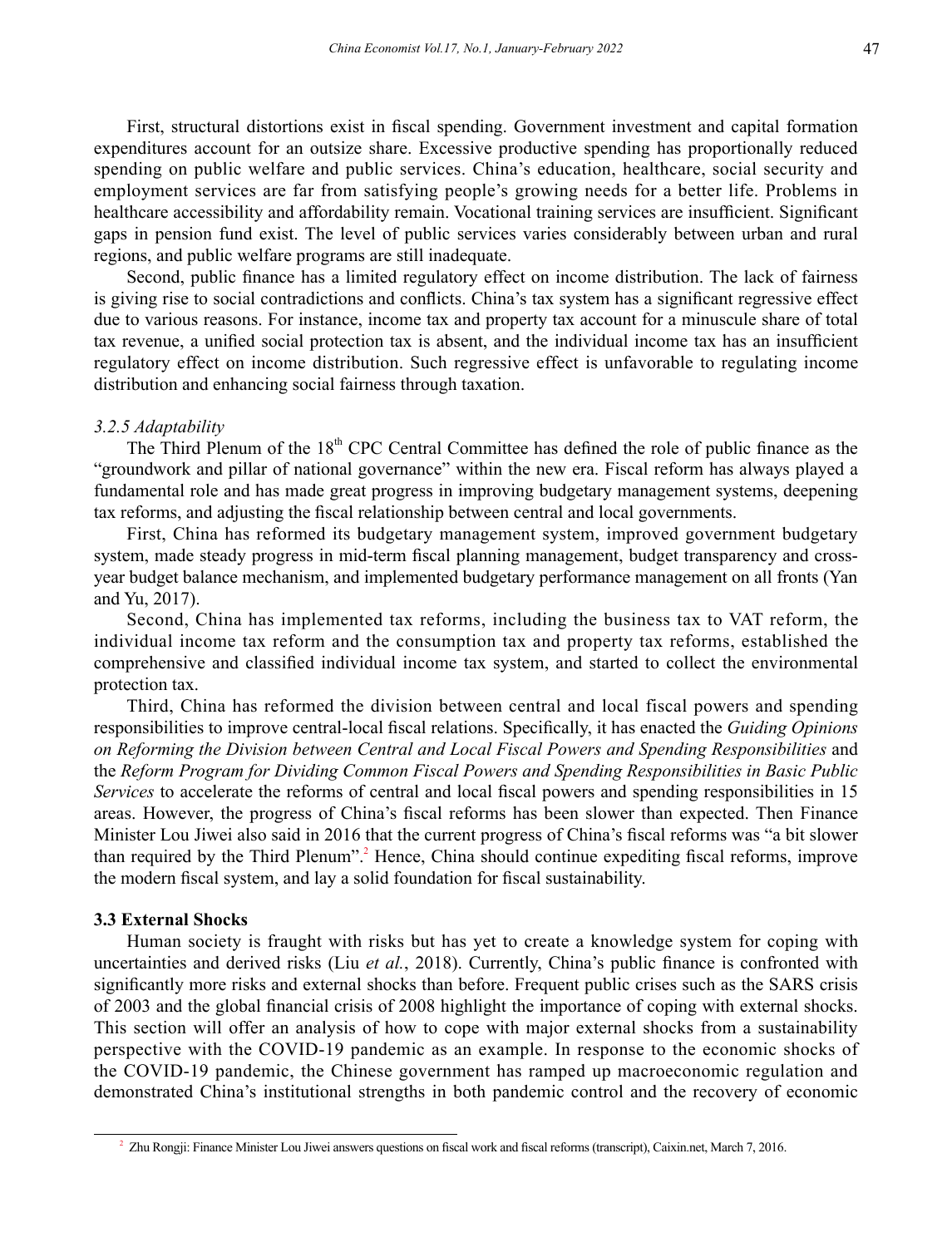First, structural distortions exist in fiscal spending. Government investment and capital formation expenditures account for an outsize share. Excessive productive spending has proportionally reduced spending on public welfare and public services. China's education, healthcare, social security and employment services are far from satisfying people's growing needs for a better life. Problems in healthcare accessibility and affordability remain. Vocational training services are insufficient. Significant gaps in pension fund exist. The level of public services varies considerably between urban and rural regions, and public welfare programs are still inadequate.

Second, public finance has a limited regulatory effect on income distribution. The lack of fairness is giving rise to social contradictions and conflicts. China's tax system has a significant regressive effect due to various reasons. For instance, income tax and property tax account for a minuscule share of total tax revenue, a unified social protection tax is absent, and the individual income tax has an insufficient regulatory effect on income distribution. Such regressive effect is unfavorable to regulating income distribution and enhancing social fairness through taxation.

#### *3.2.5 Adaptability*

The Third Plenum of the 18th CPC Central Committee has defined the role of public finance as the "groundwork and pillar of national governance" within the new era. Fiscal reform has always played a fundamental role and has made great progress in improving budgetary management systems, deepening tax reforms, and adjusting the fiscal relationship between central and local governments.

First, China has reformed its budgetary management system, improved government budgetary system, made steady progress in mid-term fiscal planning management, budget transparency and cross-year budget balance mechanism, and implemented budgetary performance management on all fronts (Yan and Yu, 2017).

Second, China has implemented tax reforms, including the business tax to VAT reform, the individual income tax reform and the consumption tax and property tax reforms, established the comprehensive and classified individual income tax system, and started to collect the environmental protection tax.

Third, China has reformed the division between central and local fiscal powers and spending responsibilities to improve central-local fiscal relations. Specifically, it has enacted the *Guiding Opinions on Reforming the Division between Central and Local Fiscal Powers and Spending Responsibilities* and the *Reform Program for Dividing Common Fiscal Powers and Spending Responsibilities in Basic Public Services* to accelerate the reforms of central and local fiscal powers and spending responsibilities in 15 areas. However, the progress of China's fiscal reforms has been slower than expected. Then Finance Minister Lou Jiwei also said in 2016 that the current progress of China's fiscal reforms was "a bit slower than required by the Third Plenum".[2] Hence, China should continue expediting fiscal reforms, improve the modern fiscal system, and lay a solid foundation for fiscal sustainability.

### 3.3 External Shocks

Human society is fraught with risks but has yet to create a knowledge system for coping with uncertainties and derived risks (Liu *et al.*, 2018). Currently, China's public finance is confronted with significantly more risks and external shocks than before. Frequent public crises such as the SARS crisis of 2003 and the global financial crisis of 2008 highlight the importance of coping with external shocks. This section will offer an analysis of how to cope with major external shocks from a sustainability perspective with the COVID-19 pandemic as an example. In response to the economic shocks of the COVID-19 pandemic, the Chinese government has ramped up macroeconomic regulation and demonstrated China's institutional strengths in both pandemic control and the recovery of economic

[2] Zhu Rongji: Finance Minister Lou Jiwei answers questions on fiscal work and fiscal reforms (transcript), Caixin.net, March 7, 2016.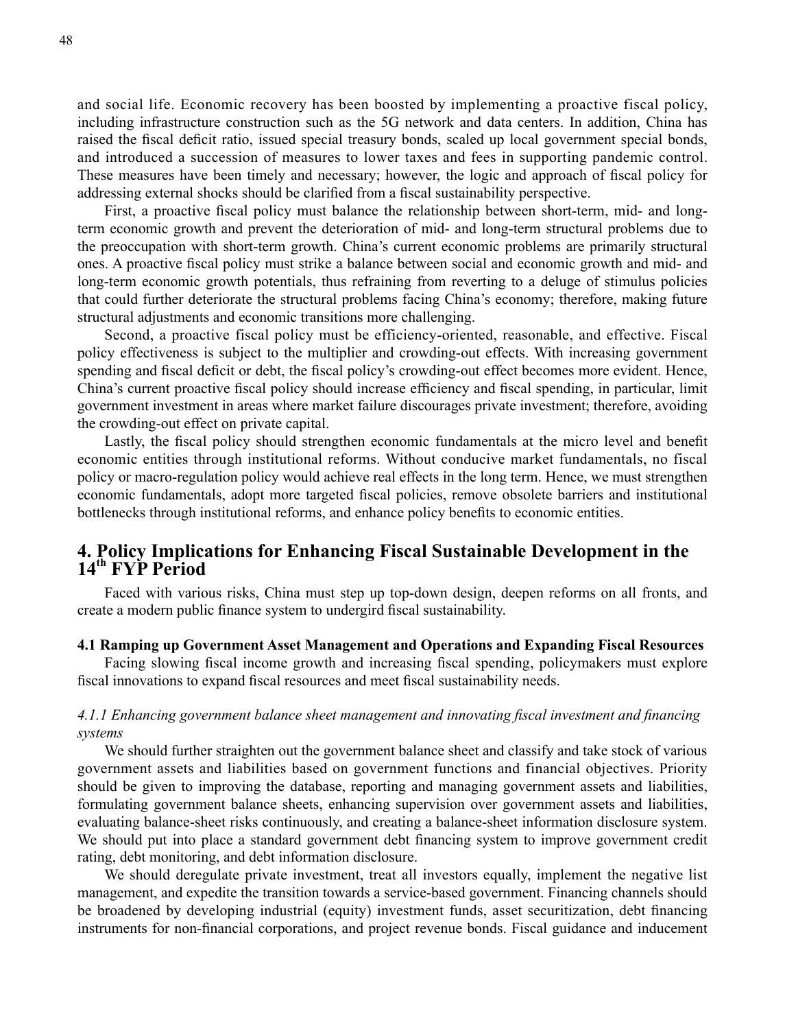and social life. Economic recovery has been boosted by implementing a proactive fiscal policy, including infrastructure construction such as the 5G network and data centers. In addition, China has raised the fiscal deficit ratio, issued special treasury bonds, scaled up local government special bonds, and introduced a succession of measures to lower taxes and fees in supporting pandemic control. These measures have been timely and necessary; however, the logic and approach of fiscal policy for addressing external shocks should be clarified from a fiscal sustainability perspective.

First, a proactive fiscal policy must balance the relationship between short-term, mid- and long-term economic growth and prevent the deterioration of mid- and long-term structural problems due to the preoccupation with short-term growth. China's current economic problems are primarily structural ones. A proactive fiscal policy must strike a balance between social and economic growth and mid- and long-term economic growth potentials, thus refraining from reverting to a deluge of stimulus policies that could further deteriorate the structural problems facing China's economy; therefore, making future structural adjustments and economic transitions more challenging.

Second, a proactive fiscal policy must be efficiency-oriented, reasonable, and effective. Fiscal policy effectiveness is subject to the multiplier and crowding-out effects. With increasing government spending and fiscal deficit or debt, the fiscal policy's crowding-out effect becomes more evident. Hence, China's current proactive fiscal policy should increase efficiency and fiscal spending, in particular, limit government investment in areas where market failure discourages private investment; therefore, avoiding the crowding-out effect on private capital.

Lastly, the fiscal policy should strengthen economic fundamentals at the micro level and benefit economic entities through institutional reforms. Without conducive market fundamentals, no fiscal policy or macro-regulation policy would achieve real effects in the long term. Hence, we must strengthen economic fundamentals, adopt more targeted fiscal policies, remove obsolete barriers and institutional bottlenecks through institutional reforms, and enhance policy benefits to economic entities.

## 4. Policy Implications for Enhancing Fiscal Sustainable Development in the 14th FYP Period

Faced with various risks, China must step up top-down design, deepen reforms on all fronts, and create a modern public finance system to undergird fiscal sustainability.

### 4.1 Ramping up Government Asset Management and Operations and Expanding Fiscal Resources

Facing slowing fiscal income growth and increasing fiscal spending, policymakers must explore fiscal innovations to expand fiscal resources and meet fiscal sustainability needs.

#### *4.1.1 Enhancing government balance sheet management and innovating fiscal investment and financing systems*

We should further straighten out the government balance sheet and classify and take stock of various government assets and liabilities based on government functions and financial objectives. Priority should be given to improving the database, reporting and managing government assets and liabilities, formulating government balance sheets, enhancing supervision over government assets and liabilities, evaluating balance-sheet risks continuously, and creating a balance-sheet information disclosure system. We should put into place a standard government debt financing system to improve government credit rating, debt monitoring, and debt information disclosure.

We should deregulate private investment, treat all investors equally, implement the negative list management, and expedite the transition towards a service-based government. Financing channels should be broadened by developing industrial (equity) investment funds, asset securitization, debt financing instruments for non-financial corporations, and project revenue bonds. Fiscal guidance and inducement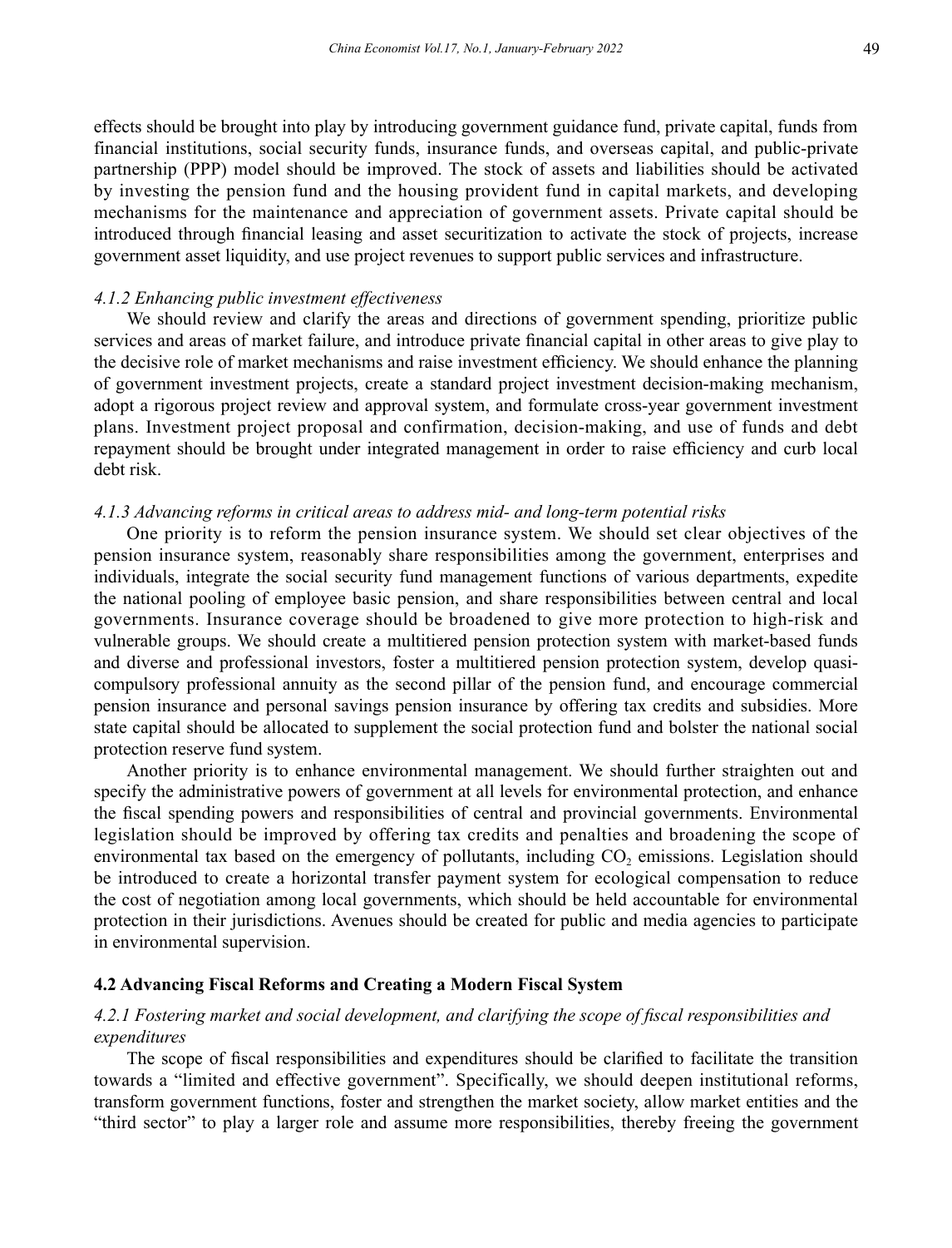effects should be brought into play by introducing government guidance fund, private capital, funds from financial institutions, social security funds, insurance funds, and overseas capital, and public-private partnership (PPP) model should be improved. The stock of assets and liabilities should be activated by investing the pension fund and the housing provident fund in capital markets, and developing mechanisms for the maintenance and appreciation of government assets. Private capital should be introduced through financial leasing and asset securitization to activate the stock of projects, increase government asset liquidity, and use project revenues to support public services and infrastructure.

#### *4.1.2 Enhancing public investment effectiveness*

We should review and clarify the areas and directions of government spending, prioritize public services and areas of market failure, and introduce private financial capital in other areas to give play to the decisive role of market mechanisms and raise investment efficiency. We should enhance the planning of government investment projects, create a standard project investment decision-making mechanism, adopt a rigorous project review and approval system, and formulate cross-year government investment plans. Investment project proposal and confirmation, decision-making, and use of funds and debt repayment should be brought under integrated management in order to raise efficiency and curb local debt risk.

#### *4.1.3 Advancing reforms in critical areas to address mid- and long-term potential risks*

One priority is to reform the pension insurance system. We should set clear objectives of the pension insurance system, reasonably share responsibilities among the government, enterprises and individuals, integrate the social security fund management functions of various departments, expedite the national pooling of employee basic pension, and share responsibilities between central and local governments. Insurance coverage should be broadened to give more protection to high-risk and vulnerable groups. We should create a multitiered pension protection system with market-based funds and diverse and professional investors, foster a multitiered pension protection system, develop quasi-compulsory professional annuity as the second pillar of the pension fund, and encourage commercial pension insurance and personal savings pension insurance by offering tax credits and subsidies. More state capital should be allocated to supplement the social protection fund and bolster the national social protection reserve fund system.

Another priority is to enhance environmental management. We should further straighten out and specify the administrative powers of government at all levels for environmental protection, and enhance the fiscal spending powers and responsibilities of central and provincial governments. Environmental legislation should be improved by offering tax credits and penalties and broadening the scope of environmental tax based on the emergency of pollutants, including $CO_2$ emissions. Legislation should be introduced to create a horizontal transfer payment system for ecological compensation to reduce the cost of negotiation among local governments, which should be held accountable for environmental protection in their jurisdictions. Avenues should be created for public and media agencies to participate in environmental supervision.

### **4.2 Advancing Fiscal Reforms and Creating a Modern Fiscal System**

#### *4.2.1 Fostering market and social development, and clarifying the scope of fiscal responsibilities and expenditures*

The scope of fiscal responsibilities and expenditures should be clarified to facilitate the transition towards a "limited and effective government". Specifically, we should deepen institutional reforms, transform government functions, foster and strengthen the market society, allow market entities and the "third sector" to play a larger role and assume more responsibilities, thereby freeing the government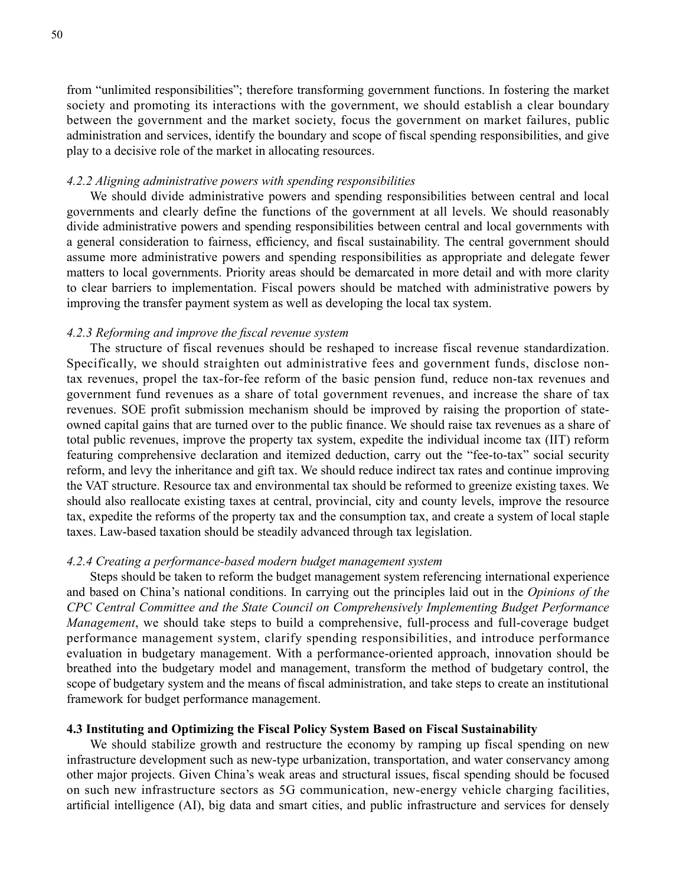from "unlimited responsibilities"; therefore transforming government functions. In fostering the market society and promoting its interactions with the government, we should establish a clear boundary between the government and the market society, focus the government on market failures, public administration and services, identify the boundary and scope of fiscal spending responsibilities, and give play to a decisive role of the market in allocating resources.

*4.2.2 Aligning administrative powers with spending responsibilities*

We should divide administrative powers and spending responsibilities between central and local governments and clearly define the functions of the government at all levels. We should reasonably divide administrative powers and spending responsibilities between central and local governments with a general consideration to fairness, efficiency, and fiscal sustainability. The central government should assume more administrative powers and spending responsibilities as appropriate and delegate fewer matters to local governments. Priority areas should be demarcated in more detail and with more clarity to clear barriers to implementation. Fiscal powers should be matched with administrative powers by improving the transfer payment system as well as developing the local tax system.

*4.2.3 Reforming and improve the fiscal revenue system*

The structure of fiscal revenues should be reshaped to increase fiscal revenue standardization. Specifically, we should straighten out administrative fees and government funds, disclose non-tax revenues, propel the tax-for-fee reform of the basic pension fund, reduce non-tax revenues and government fund revenues as a share of total government revenues, and increase the share of tax revenues. SOE profit submission mechanism should be improved by raising the proportion of state-owned capital gains that are turned over to the public finance. We should raise tax revenues as a share of total public revenues, improve the property tax system, expedite the individual income tax (IIT) reform featuring comprehensive declaration and itemized deduction, carry out the "fee-to-tax" social security reform, and levy the inheritance and gift tax. We should reduce indirect tax rates and continue improving the VAT structure. Resource tax and environmental tax should be reformed to greenize existing taxes. We should also reallocate existing taxes at central, provincial, city and county levels, improve the resource tax, expedite the reforms of the property tax and the consumption tax, and create a system of local staple taxes. Law-based taxation should be steadily advanced through tax legislation.

*4.2.4 Creating a performance-based modern budget management system*

Steps should be taken to reform the budget management system referencing international experience and based on China's national conditions. In carrying out the principles laid out in the *Opinions of the CPC Central Committee and the State Council on Comprehensively Implementing Budget Performance Management*, we should take steps to build a comprehensive, full-process and full-coverage budget performance management system, clarify spending responsibilities, and introduce performance evaluation in budgetary management. With a performance-oriented approach, innovation should be breathed into the budgetary model and management, transform the method of budgetary control, the scope of budgetary system and the means of fiscal administration, and take steps to create an institutional framework for budget performance management.

**4.3 Instituting and Optimizing the Fiscal Policy System Based on Fiscal Sustainability**

We should stabilize growth and restructure the economy by ramping up fiscal spending on new infrastructure development such as new-type urbanization, transportation, and water conservancy among other major projects. Given China's weak areas and structural issues, fiscal spending should be focused on such new infrastructure sectors as 5G communication, new-energy vehicle charging facilities, artificial intelligence (AI), big data and smart cities, and public infrastructure and services for densely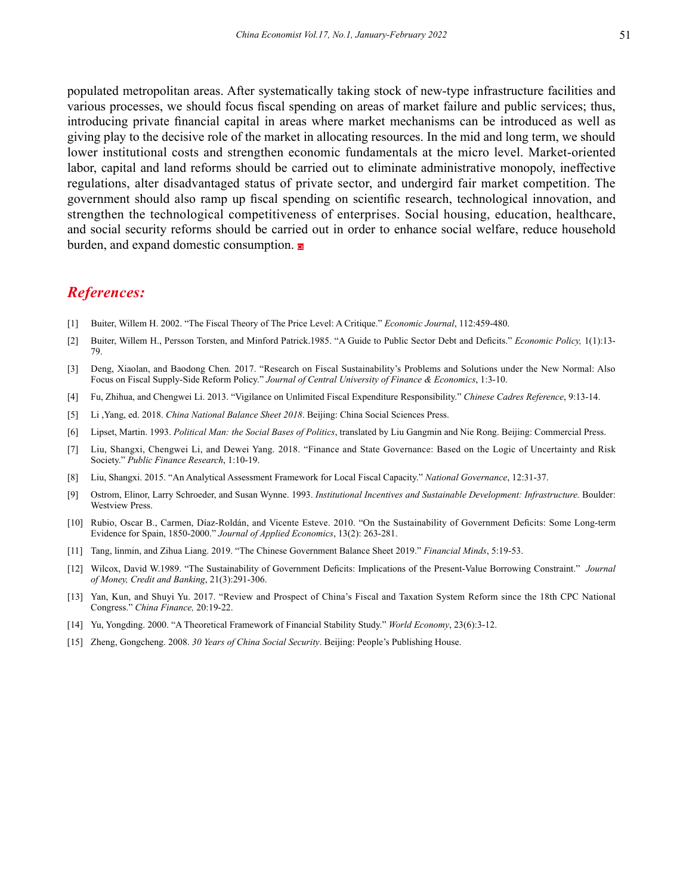populated metropolitan areas. After systematically taking stock of new-type infrastructure facilities and various processes, we should focus fiscal spending on areas of market failure and public services; thus, introducing private financial capital in areas where market mechanisms can be introduced as well as giving play to the decisive role of the market in allocating resources. In the mid and long term, we should lower institutional costs and strengthen economic fundamentals at the micro level. Market-oriented labor, capital and land reforms should be carried out to eliminate administrative monopoly, ineffective regulations, alter disadvantaged status of private sector, and undergird fair market competition. The government should also ramp up fiscal spending on scientific research, technological innovation, and strengthen the technological competitiveness of enterprises. Social housing, education, healthcare, and social security reforms should be carried out in order to enhance social welfare, reduce household burden, and expand domestic consumption.

## *References:*

[1] Buiter, Willem H. 2002. "The Fiscal Theory of The Price Level: A Critique." *Economic Journal*, 112:459-480.

[2] Buiter, Willem H., Persson Torsten, and Minford Patrick.1985. "A Guide to Public Sector Debt and Deficits." *Economic Policy,* 1(1):13-79.

[3] Deng, Xiaolan, and Baodong Chen*.* 2017. "Research on Fiscal Sustainability's Problems and Solutions under the New Normal: Also Focus on Fiscal Supply-Side Reform Policy." *Journal of Central University of Finance & Economics*, 1:3-10.

[4] Fu, Zhihua, and Chengwei Li. 2013. "Vigilance on Unlimited Fiscal Expenditure Responsibility." *Chinese Cadres Reference*, 9:13-14.

[5] Li ,Yang, ed. 2018. *China National Balance Sheet 2018*. Beijing: China Social Sciences Press.

[6] Lipset, Martin. 1993. *Political Man: the Social Bases of Politics*, translated by Liu Gangmin and Nie Rong. Beijing: Commercial Press.

[7] Liu, Shangxi, Chengwei Li, and Dewei Yang. 2018. "Finance and State Governance: Based on the Logic of Uncertainty and Risk Society." *Public Finance Research*, 1:10-19.

[8] Liu, Shangxi. 2015. "An Analytical Assessment Framework for Local Fiscal Capacity." *National Governance*, 12:31-37.

[9] Ostrom, Elinor, Larry Schroeder, and Susan Wynne. 1993. *Institutional Incentives and Sustainable Development: Infrastructure.* Boulder: Westview Press.

[10] Rubio, Oscar B., Carmen, Díaz-Roldán, and Vicente Esteve. 2010. "On the Sustainability of Government Deficits: Some Long-term Evidence for Spain, 1850-2000." *Journal of Applied Economics*, 13(2): 263-281.

[11] Tang, linmin, and Zihua Liang. 2019. "The Chinese Government Balance Sheet 2019." *Financial Minds*, 5:19-53.

[12] Wilcox, David W.1989. "The Sustainability of Government Deficits: Implications of the Present-Value Borrowing Constraint." *Journal of Money, Credit and Banking*, 21(3):291-306.

[13] Yan, Kun, and Shuyi Yu. 2017. "Review and Prospect of China's Fiscal and Taxation System Reform since the 18th CPC National Congress." *China Finance,* 20:19-22.

[14] Yu, Yongding. 2000. "A Theoretical Framework of Financial Stability Study." *World Economy*, 23(6):3-12.

[15] Zheng, Gongcheng. 2008. *30 Years of China Social Security*. Beijing: People's Publishing House.